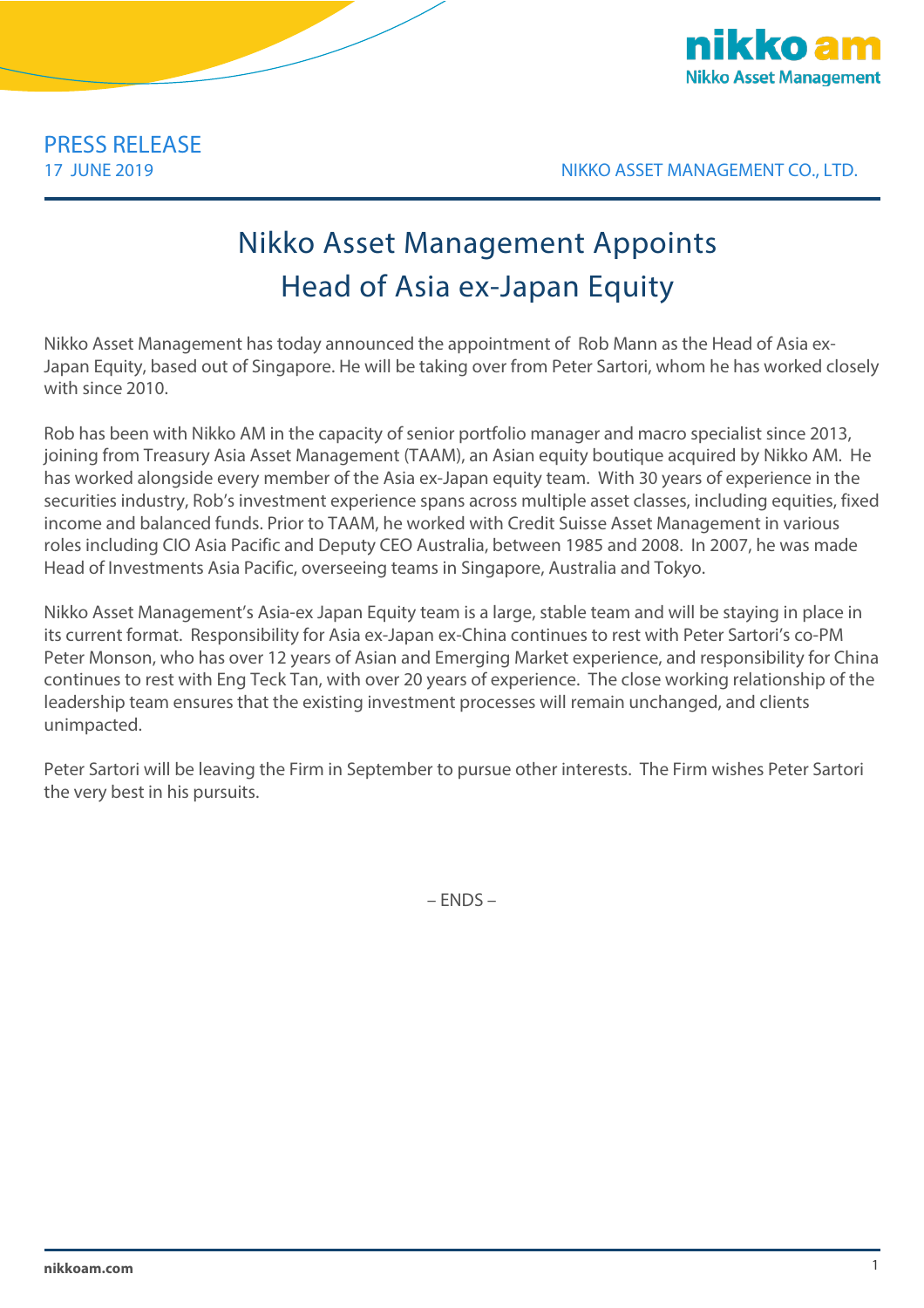PRESS RELEASE
17 JUNE 2019

NIKKO ASSET MANAGEMENT CO., LTD.

# Nikko Asset Management Appoints Head of Asia ex-Japan Equity

Nikko Asset Management has today announced the appointment of Rob Mann as the Head of Asia ex-Japan Equity, based out of Singapore. He will be taking over from Peter Sartori, whom he has worked closely with since 2010.

Rob has been with Nikko AM in the capacity of senior portfolio manager and macro specialist since 2013, joining from Treasury Asia Asset Management (TAAM), an Asian equity boutique acquired by Nikko AM. He has worked alongside every member of the Asia ex-Japan equity team. With 30 years of experience in the securities industry, Rob's investment experience spans across multiple asset classes, including equities, fixed income and balanced funds. Prior to TAAM, he worked with Credit Suisse Asset Management in various roles including CIO Asia Pacific and Deputy CEO Australia, between 1985 and 2008. In 2007, he was made Head of Investments Asia Pacific, overseeing teams in Singapore, Australia and Tokyo.

Nikko Asset Management's Asia-ex Japan Equity team is a large, stable team and will be staying in place in its current format. Responsibility for Asia ex-Japan ex-China continues to rest with Peter Sartori's co-PM Peter Monson, who has over 12 years of Asian and Emerging Market experience, and responsibility for China continues to rest with Eng Teck Tan, with over 20 years of experience. The close working relationship of the leadership team ensures that the existing investment processes will remain unchanged, and clients unimpacted.

Peter Sartori will be leaving the Firm in September to pursue other interests. The Firm wishes Peter Sartori the very best in his pursuits.

– ENDS –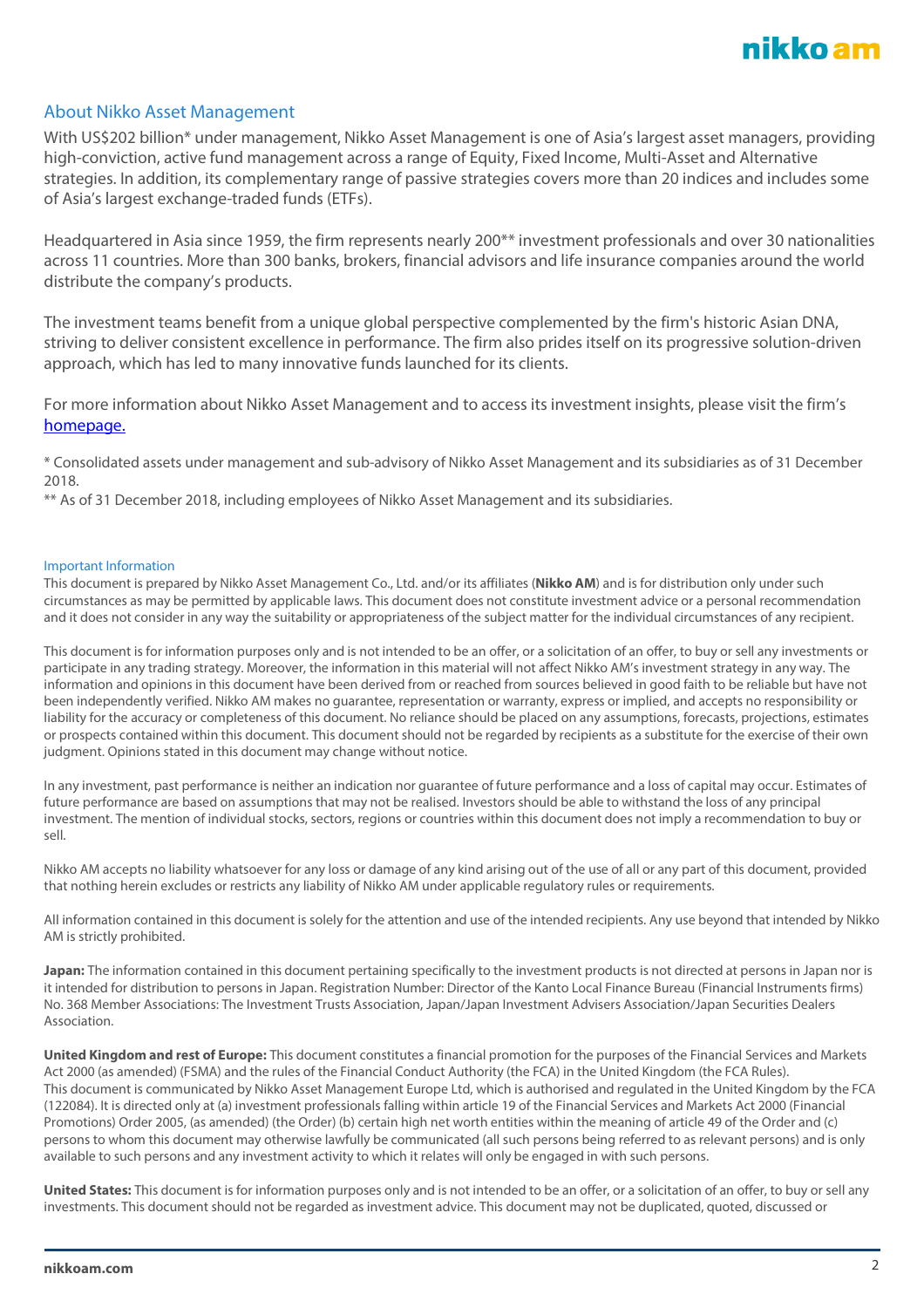## About Nikko Asset Management

With US$202 billion* under management, Nikko Asset Management is one of Asia's largest asset managers, providing high-conviction, active fund management across a range of Equity, Fixed Income, Multi-Asset and Alternative strategies. In addition, its complementary range of passive strategies covers more than 20 indices and includes some of Asia's largest exchange-traded funds (ETFs).

Headquartered in Asia since 1959, the firm represents nearly 200** investment professionals and over 30 nationalities across 11 countries. More than 300 banks, brokers, financial advisors and life insurance companies around the world distribute the company's products.

The investment teams benefit from a unique global perspective complemented by the firm's historic Asian DNA, striving to deliver consistent excellence in performance. The firm also prides itself on its progressive solution-driven approach, which has led to many innovative funds launched for its clients.

For more information about Nikko Asset Management and to access its investment insights, please visit the firm's homepage.

* Consolidated assets under management and sub-advisory of Nikko Asset Management and its subsidiaries as of 31 December 2018.
** As of 31 December 2018, including employees of Nikko Asset Management and its subsidiaries.

### Important Information

This document is prepared by Nikko Asset Management Co., Ltd. and/or its affiliates (**Nikko AM**) and is for distribution only under such circumstances as may be permitted by applicable laws. This document does not constitute investment advice or a personal recommendation and it does not consider in any way the suitability or appropriateness of the subject matter for the individual circumstances of any recipient.

This document is for information purposes only and is not intended to be an offer, or a solicitation of an offer, to buy or sell any investments or participate in any trading strategy. Moreover, the information in this material will not affect Nikko AM's investment strategy in any way. The information and opinions in this document have been derived from or reached from sources believed in good faith to be reliable but have not been independently verified. Nikko AM makes no guarantee, representation or warranty, express or implied, and accepts no responsibility or liability for the accuracy or completeness of this document. No reliance should be placed on any assumptions, forecasts, projections, estimates or prospects contained within this document. This document should not be regarded by recipients as a substitute for the exercise of their own judgment. Opinions stated in this document may change without notice.

In any investment, past performance is neither an indication nor guarantee of future performance and a loss of capital may occur. Estimates of future performance are based on assumptions that may not be realised. Investors should be able to withstand the loss of any principal investment. The mention of individual stocks, sectors, regions or countries within this document does not imply a recommendation to buy or sell.

Nikko AM accepts no liability whatsoever for any loss or damage of any kind arising out of the use of all or any part of this document, provided that nothing herein excludes or restricts any liability of Nikko AM under applicable regulatory rules or requirements.

All information contained in this document is solely for the attention and use of the intended recipients. Any use beyond that intended by Nikko AM is strictly prohibited.

**Japan:** The information contained in this document pertaining specifically to the investment products is not directed at persons in Japan nor is it intended for distribution to persons in Japan. Registration Number: Director of the Kanto Local Finance Bureau (Financial Instruments firms) No. 368 Member Associations: The Investment Trusts Association, Japan/Japan Investment Advisers Association/Japan Securities Dealers Association.

**United Kingdom and rest of Europe:** This document constitutes a financial promotion for the purposes of the Financial Services and Markets Act 2000 (as amended) (FSMA) and the rules of the Financial Conduct Authority (the FCA) in the United Kingdom (the FCA Rules). This document is communicated by Nikko Asset Management Europe Ltd, which is authorised and regulated in the United Kingdom by the FCA (122084). It is directed only at (a) investment professionals falling within article 19 of the Financial Services and Markets Act 2000 (Financial Promotions) Order 2005, (as amended) (the Order) (b) certain high net worth entities within the meaning of article 49 of the Order and (c) persons to whom this document may otherwise lawfully be communicated (all such persons being referred to as relevant persons) and is only available to such persons and any investment activity to which it relates will only be engaged in with such persons.

**United States:** This document is for information purposes only and is not intended to be an offer, or a solicitation of an offer, to buy or sell any investments. This document should not be regarded as investment advice. This document may not be duplicated, quoted, discussed or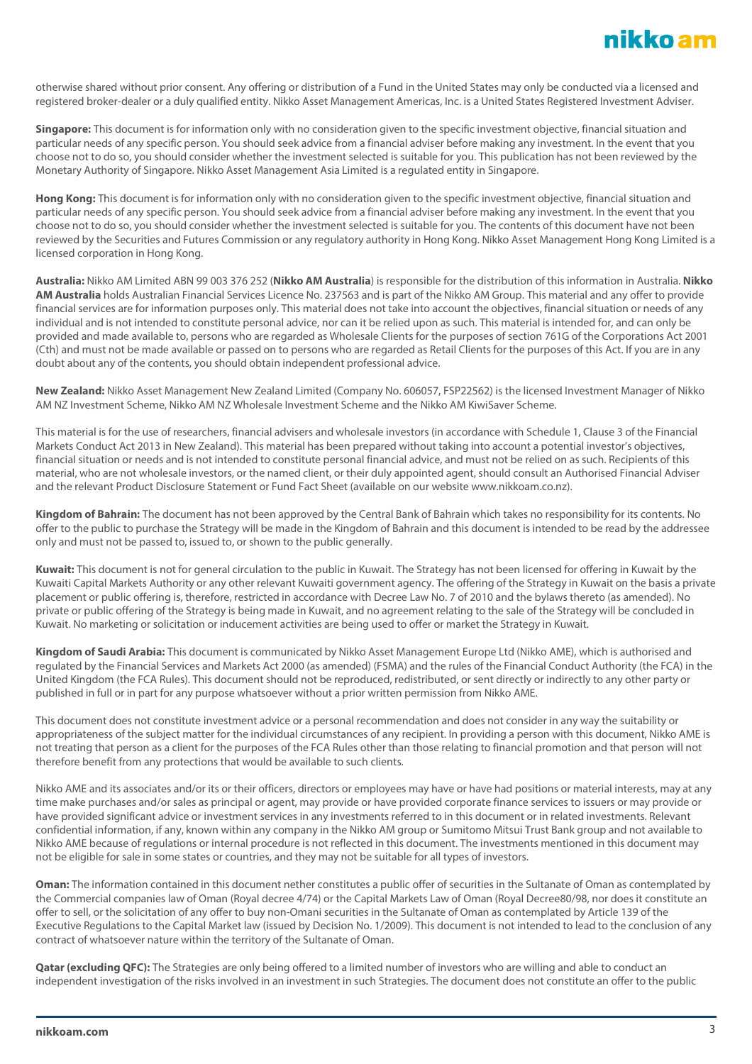otherwise shared without prior consent. Any offering or distribution of a Fund in the United States may only be conducted via a licensed and registered broker-dealer or a duly qualified entity. Nikko Asset Management Americas, Inc. is a United States Registered Investment Adviser.

**Singapore:** This document is for information only with no consideration given to the specific investment objective, financial situation and particular needs of any specific person. You should seek advice from a financial adviser before making any investment. In the event that you choose not to do so, you should consider whether the investment selected is suitable for you. This publication has not been reviewed by the Monetary Authority of Singapore. Nikko Asset Management Asia Limited is a regulated entity in Singapore.

**Hong Kong:** This document is for information only with no consideration given to the specific investment objective, financial situation and particular needs of any specific person. You should seek advice from a financial adviser before making any investment. In the event that you choose not to do so, you should consider whether the investment selected is suitable for you. The contents of this document have not been reviewed by the Securities and Futures Commission or any regulatory authority in Hong Kong. Nikko Asset Management Hong Kong Limited is a licensed corporation in Hong Kong.

**Australia:** Nikko AM Limited ABN 99 003 376 252 (**Nikko AM Australia**) is responsible for the distribution of this information in Australia. **Nikko AM Australia** holds Australian Financial Services Licence No. 237563 and is part of the Nikko AM Group. This material and any offer to provide financial services are for information purposes only. This material does not take into account the objectives, financial situation or needs of any individual and is not intended to constitute personal advice, nor can it be relied upon as such. This material is intended for, and can only be provided and made available to, persons who are regarded as Wholesale Clients for the purposes of section 761G of the Corporations Act 2001 (Cth) and must not be made available or passed on to persons who are regarded as Retail Clients for the purposes of this Act. If you are in any doubt about any of the contents, you should obtain independent professional advice.

**New Zealand:** Nikko Asset Management New Zealand Limited (Company No. 606057, FSP22562) is the licensed Investment Manager of Nikko AM NZ Investment Scheme, Nikko AM NZ Wholesale Investment Scheme and the Nikko AM KiwiSaver Scheme.

This material is for the use of researchers, financial advisers and wholesale investors (in accordance with Schedule 1, Clause 3 of the Financial Markets Conduct Act 2013 in New Zealand). This material has been prepared without taking into account a potential investor's objectives, financial situation or needs and is not intended to constitute personal financial advice, and must not be relied on as such. Recipients of this material, who are not wholesale investors, or the named client, or their duly appointed agent, should consult an Authorised Financial Adviser and the relevant Product Disclosure Statement or Fund Fact Sheet (available on our website www.nikkoam.co.nz).

**Kingdom of Bahrain:** The document has not been approved by the Central Bank of Bahrain which takes no responsibility for its contents. No offer to the public to purchase the Strategy will be made in the Kingdom of Bahrain and this document is intended to be read by the addressee only and must not be passed to, issued to, or shown to the public generally.

**Kuwait:** This document is not for general circulation to the public in Kuwait. The Strategy has not been licensed for offering in Kuwait by the Kuwaiti Capital Markets Authority or any other relevant Kuwaiti government agency. The offering of the Strategy in Kuwait on the basis a private placement or public offering is, therefore, restricted in accordance with Decree Law No. 7 of 2010 and the bylaws thereto (as amended). No private or public offering of the Strategy is being made in Kuwait, and no agreement relating to the sale of the Strategy will be concluded in Kuwait. No marketing or solicitation or inducement activities are being used to offer or market the Strategy in Kuwait.

**Kingdom of Saudi Arabia:** This document is communicated by Nikko Asset Management Europe Ltd (Nikko AME), which is authorised and regulated by the Financial Services and Markets Act 2000 (as amended) (FSMA) and the rules of the Financial Conduct Authority (the FCA) in the United Kingdom (the FCA Rules). This document should not be reproduced, redistributed, or sent directly or indirectly to any other party or published in full or in part for any purpose whatsoever without a prior written permission from Nikko AME.

This document does not constitute investment advice or a personal recommendation and does not consider in any way the suitability or appropriateness of the subject matter for the individual circumstances of any recipient. In providing a person with this document, Nikko AME is not treating that person as a client for the purposes of the FCA Rules other than those relating to financial promotion and that person will not therefore benefit from any protections that would be available to such clients.

Nikko AME and its associates and/or its or their officers, directors or employees may have or have had positions or material interests, may at any time make purchases and/or sales as principal or agent, may provide or have provided corporate finance services to issuers or may provide or have provided significant advice or investment services in any investments referred to in this document or in related investments. Relevant confidential information, if any, known within any company in the Nikko AM group or Sumitomo Mitsui Trust Bank group and not available to Nikko AME because of regulations or internal procedure is not reflected in this document. The investments mentioned in this document may not be eligible for sale in some states or countries, and they may not be suitable for all types of investors.

**Oman:** The information contained in this document nether constitutes a public offer of securities in the Sultanate of Oman as contemplated by the Commercial companies law of Oman (Royal decree 4/74) or the Capital Markets Law of Oman (Royal Decree80/98, nor does it constitute an offer to sell, or the solicitation of any offer to buy non-Omani securities in the Sultanate of Oman as contemplated by Article 139 of the Executive Regulations to the Capital Market law (issued by Decision No. 1/2009). This document is not intended to lead to the conclusion of any contract of whatsoever nature within the territory of the Sultanate of Oman.

**Qatar (excluding QFC):** The Strategies are only being offered to a limited number of investors who are willing and able to conduct an independent investigation of the risks involved in an investment in such Strategies. The document does not constitute an offer to the public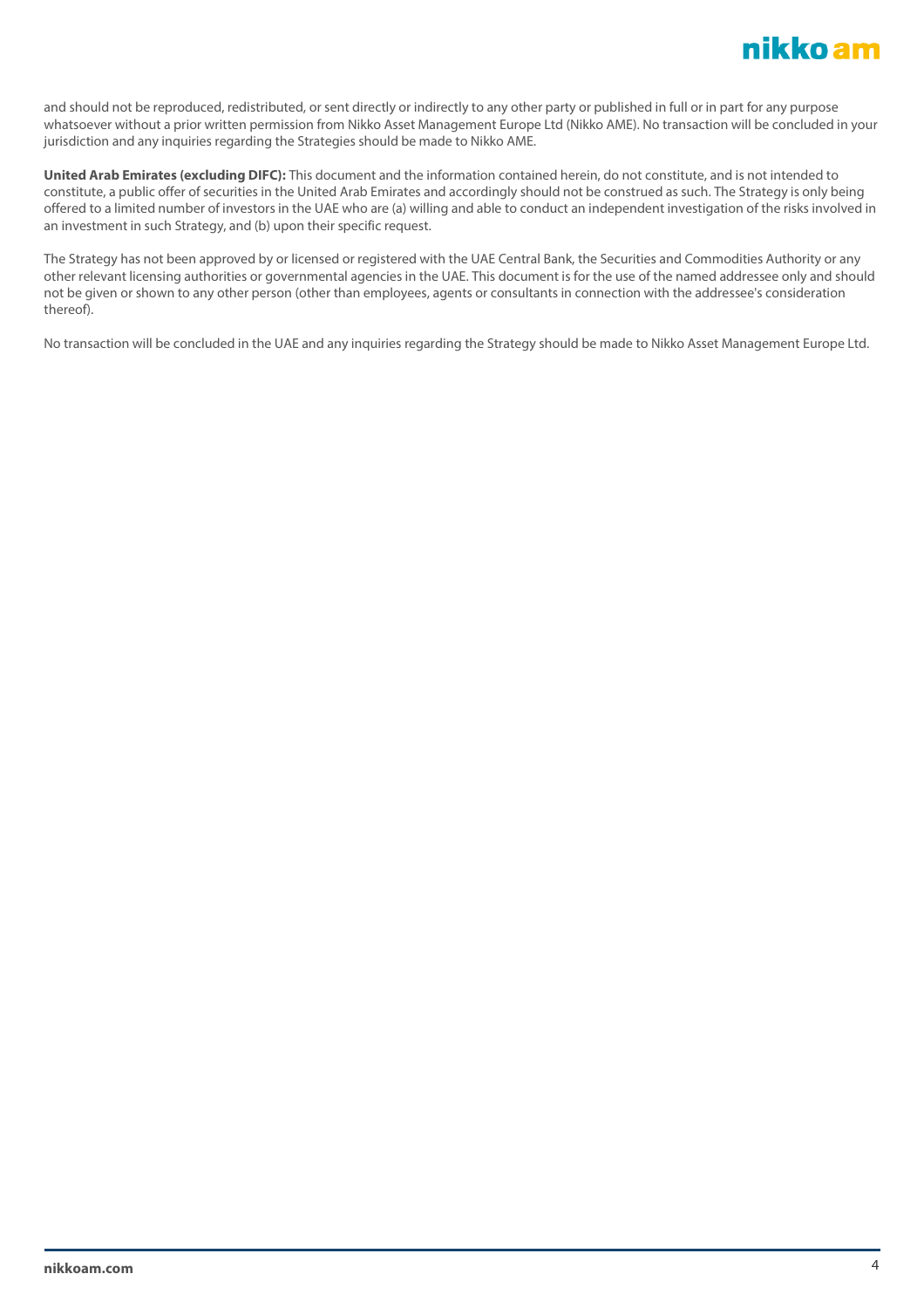and should not be reproduced, redistributed, or sent directly or indirectly to any other party or published in full or in part for any purpose whatsoever without a prior written permission from Nikko Asset Management Europe Ltd (Nikko AME). No transaction will be concluded in your jurisdiction and any inquiries regarding the Strategies should be made to Nikko AME.

**United Arab Emirates (excluding DIFC):** This document and the information contained herein, do not constitute, and is not intended to constitute, a public offer of securities in the United Arab Emirates and accordingly should not be construed as such. The Strategy is only being offered to a limited number of investors in the UAE who are (a) willing and able to conduct an independent investigation of the risks involved in an investment in such Strategy, and (b) upon their specific request.

The Strategy has not been approved by or licensed or registered with the UAE Central Bank, the Securities and Commodities Authority or any other relevant licensing authorities or governmental agencies in the UAE. This document is for the use of the named addressee only and should not be given or shown to any other person (other than employees, agents or consultants in connection with the addressee's consideration thereof).

No transaction will be concluded in the UAE and any inquiries regarding the Strategy should be made to Nikko Asset Management Europe Ltd.